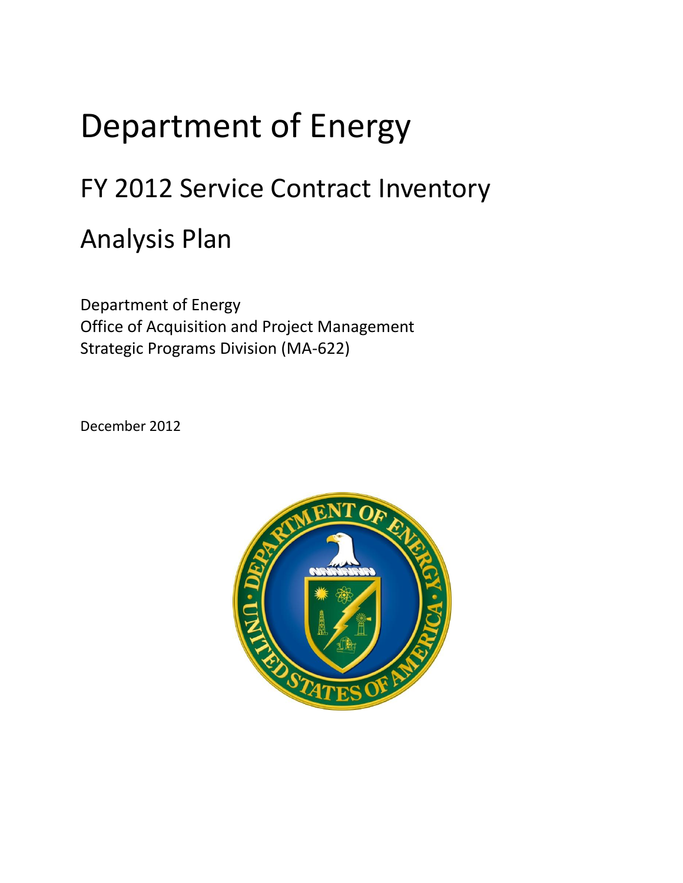# Department of Energy

## FY 2012 Service Contract Inventory

## Analysis Plan

Department of Energy
Office of Acquisition and Project Management
Strategic Programs Division (MA-622)

December 2012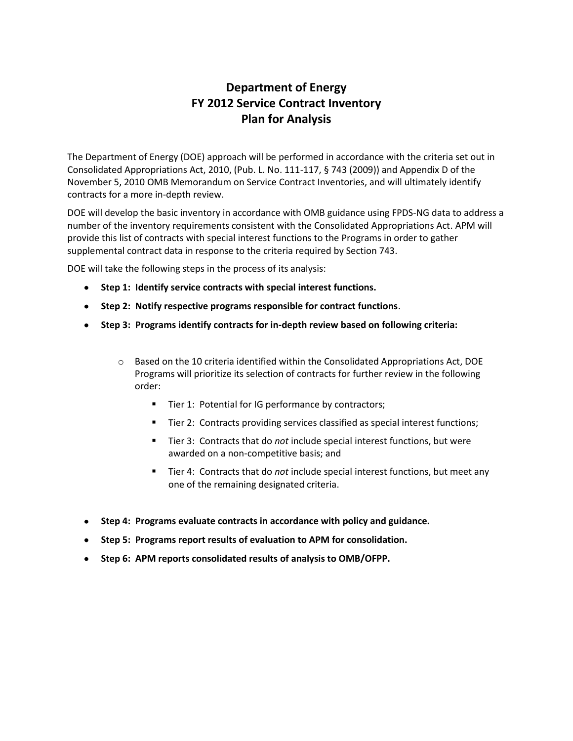# Department of Energy
# FY 2012 Service Contract Inventory
# Plan for Analysis

The Department of Energy (DOE) approach will be performed in accordance with the criteria set out in Consolidated Appropriations Act, 2010, (Pub. L. No. 111-117, § 743 (2009)) and Appendix D of the November 5, 2010 OMB Memorandum on Service Contract Inventories, and will ultimately identify contracts for a more in-depth review.

DOE will develop the basic inventory in accordance with OMB guidance using FPDS-NG data to address a number of the inventory requirements consistent with the Consolidated Appropriations Act. APM will provide this list of contracts with special interest functions to the Programs in order to gather supplemental contract data in response to the criteria required by Section 743.

DOE will take the following steps in the process of its analysis:

- **Step 1: Identify service contracts with special interest functions.**
- **Step 2: Notify respective programs responsible for contract functions**.
- **Step 3: Programs identify contracts for in-depth review based on following criteria:**
  - Based on the 10 criteria identified within the Consolidated Appropriations Act, DOE Programs will prioritize its selection of contracts for further review in the following order:
    - Tier 1: Potential for IG performance by contractors;
    - Tier 2: Contracts providing services classified as special interest functions;
    - Tier 3: Contracts that do *not* include special interest functions, but were awarded on a non-competitive basis; and
    - Tier 4: Contracts that do *not* include special interest functions, but meet any one of the remaining designated criteria.
- **Step 4: Programs evaluate contracts in accordance with policy and guidance.**
- **Step 5: Programs report results of evaluation to APM for consolidation.**
- **Step 6: APM reports consolidated results of analysis to OMB/OFPP.**